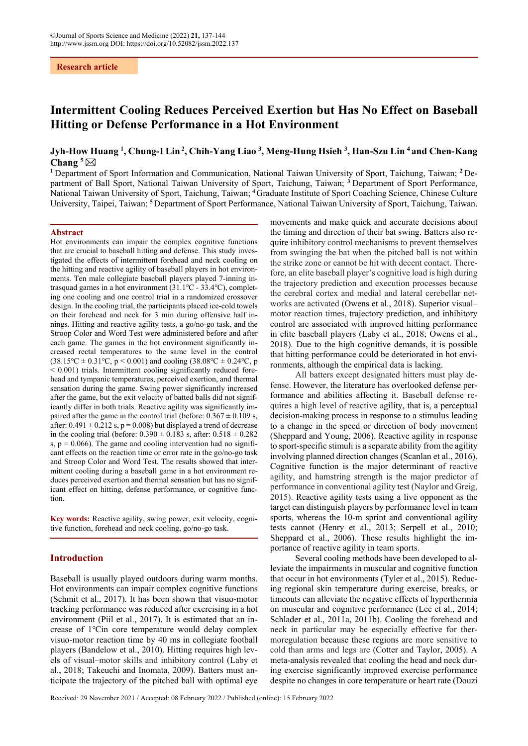Research article

# Intermittent Cooling Reduces Perceived Exertion but Has No Effect on Baseball Hitting or Defense Performance in a Hot Environment

**Jyh-How Huang [1], Chung-I Lin [2], Chih-Yang Liao [3], Meng-Hung Hsieh [3], Han-Szu Lin [4] and Chen-Kang Chang [5]** ✉

[1] Department of Sport Information and Communication, National Taiwan University of Sport, Taichung, Taiwan; [2] Department of Ball Sport, National Taiwan University of Sport, Taichung, Taiwan; [3] Department of Sport Performance, National Taiwan University of Sport, Taichung, Taiwan; [4] Graduate Institute of Sport Coaching Science, Chinese Culture University, Taipei, Taiwan; [5] Department of Sport Performance, National Taiwan University of Sport, Taichung, Taiwan.

## Abstract

Hot environments can impair the complex cognitive functions that are crucial to baseball hitting and defense. This study investigated the effects of intermittent forehead and neck cooling on the hitting and reactive agility of baseball players in hot environments. Ten male collegiate baseball players played 7-inning intrasquad games in a hot environment (31.1°C - 33.4°C), completing one cooling and one control trial in a randomized crossover design. In the cooling trial, the participants placed ice-cold towels on their forehead and neck for 3 min during offensive half innings. Hitting and reactive agility tests, a go/no-go task, and the Stroop Color and Word Test were administered before and after each game. The games in the hot environment significantly increased rectal temperatures to the same level in the control (38.15°C ± 0.31°C, $p < 0.001$) and cooling (38.08°C ± 0.24°C, $p < 0.001$) trials. Intermittent cooling significantly reduced forehead and tympanic temperatures, perceived exertion, and thermal sensation during the game. Swing power significantly increased after the game, but the exit velocity of batted balls did not significantly differ in both trials. Reactive agility was significantly impaired after the game in the control trial (before: 0.367 ± 0.109 s, after: 0.491 ± 0.212 s, $p = 0.008$) but displayed a trend of decrease in the cooling trial (before: 0.390 ± 0.183 s, after: 0.518 ± 0.282 s, $p = 0.066$). The game and cooling intervention had no significant effects on the reaction time or error rate in the go/no-go task and Stroop Color and Word Test. The results showed that intermittent cooling during a baseball game in a hot environment reduces perceived exertion and thermal sensation but has no significant effect on hitting, defense performance, or cognitive function.

**Key words:** Reactive agility, swing power, exit velocity, cognitive function, forehead and neck cooling, go/no-go task.

## Introduction

Baseball is usually played outdoors during warm months. Hot environments can impair complex cognitive functions (Schmit et al., 2017). It has been shown that visuo-motor tracking performance was reduced after exercising in a hot environment (Piil et al., 2017). It is estimated that an increase of 1°Cin core temperature would delay complex visuo-motor reaction time by 40 ms in collegiate football players (Bandelow et al., 2010). Hitting requires high levels of visual–motor skills and inhibitory control (Laby et al., 2018; Takeuchi and Inomata, 2009). Batters must anticipate the trajectory of the pitched ball with optimal eye movements and make quick and accurate decisions about the timing and direction of their bat swing. Batters also require inhibitory control mechanisms to prevent themselves from swinging the bat when the pitched ball is not within the strike zone or cannot be hit with decent contact. Therefore, an elite baseball player's cognitive load is high during the trajectory prediction and execution processes because the cerebral cortex and medial and lateral cerebellar networks are activated (Owens et al., 2018). Superior visual–motor reaction times, trajectory prediction, and inhibitory control are associated with improved hitting performance in elite baseball players (Laby et al., 2018; Owens et al., 2018). Due to the high cognitive demands, it is possible that hitting performance could be deteriorated in hot environments, although the empirical data is lacking.

All batters except designated hitters must play defense. However, the literature has overlooked defense performance and abilities affecting it. Baseball defense requires a high level of reactive agility, that is, a perceptual decision-making process in response to a stimulus leading to a change in the speed or direction of body movement (Sheppard and Young, 2006). Reactive agility in response to sport-specific stimuli is a separate ability from the agility involving planned direction changes (Scanlan et al., 2016). Cognitive function is the major determinant of reactive agility, and hamstring strength is the major predictor of performance in conventional agility test (Naylor and Greig, 2015). Reactive agility tests using a live opponent as the target can distinguish players by performance level in team sports, whereas the 10-m sprint and conventional agility tests cannot (Henry et al., 2013; Serpell et al., 2010; Sheppard et al., 2006). These results highlight the importance of reactive agility in team sports.

Several cooling methods have been developed to alleviate the impairments in muscular and cognitive function that occur in hot environments (Tyler et al., 2015). Reducing regional skin temperature during exercise, breaks, or timeouts can alleviate the negative effects of hyperthermia on muscular and cognitive performance (Lee et al., 2014; Schlader et al., 2011a, 2011b). Cooling the forehead and neck in particular may be especially effective for thermoregulation because these regions are more sensitive to cold than arms and legs are (Cotter and Taylor, 2005). A meta-analysis revealed that cooling the head and neck during exercise significantly improved exercise performance despite no changes in core temperature or heart rate (Douzi

Received: 29 November 2021 / Accepted: 08 February 2022 / Published (online): 15 February 2022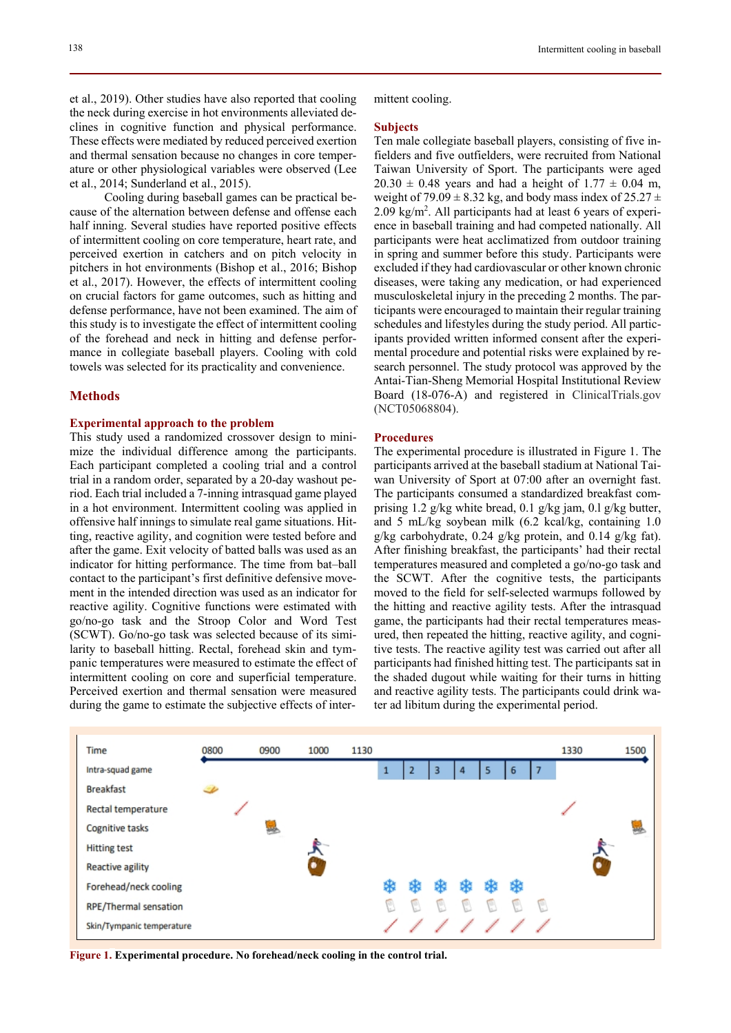et al., 2019). Other studies have also reported that cooling the neck during exercise in hot environments alleviated declines in cognitive function and physical performance. These effects were mediated by reduced perceived exertion and thermal sensation because no changes in core temperature or other physiological variables were observed (Lee et al., 2014; Sunderland et al., 2015).

Cooling during baseball games can be practical because of the alternation between defense and offense each half inning. Several studies have reported positive effects of intermittent cooling on core temperature, heart rate, and perceived exertion in catchers and on pitch velocity in pitchers in hot environments (Bishop et al., 2016; Bishop et al., 2017). However, the effects of intermittent cooling on crucial factors for game outcomes, such as hitting and defense performance, have not been examined. The aim of this study is to investigate the effect of intermittent cooling of the forehead and neck in hitting and defense performance in collegiate baseball players. Cooling with cold towels was selected for its practicality and convenience.

## Methods

### Experimental approach to the problem

This study used a randomized crossover design to minimize the individual difference among the participants. Each participant completed a cooling trial and a control trial in a random order, separated by a 20-day washout period. Each trial included a 7-inning intrasquad game played in a hot environment. Intermittent cooling was applied in offensive half innings to simulate real game situations. Hitting, reactive agility, and cognition were tested before and after the game. Exit velocity of batted balls was used as an indicator for hitting performance. The time from bat–ball contact to the participant's first definitive defensive movement in the intended direction was used as an indicator for reactive agility. Cognitive functions were estimated with go/no-go task and the Stroop Color and Word Test (SCWT). Go/no-go task was selected because of its similarity to baseball hitting. Rectal, forehead skin and tympanic temperatures were measured to estimate the effect of intermittent cooling on core and superficial temperature. Perceived exertion and thermal sensation were measured during the game to estimate the subjective effects of intermittent cooling.

### Subjects

Ten male collegiate baseball players, consisting of five infielders and five outfielders, were recruited from National Taiwan University of Sport. The participants were aged 20.30 ± 0.48 years and had a height of 1.77 ± 0.04 m, weight of 79.09 ± 8.32 kg, and body mass index of 25.27 ± 2.09 kg/m$^2$. All participants had at least 6 years of experience in baseball training and had competed nationally. All participants were heat acclimatized from outdoor training in spring and summer before this study. Participants were excluded if they had cardiovascular or other known chronic diseases, were taking any medication, or had experienced musculoskeletal injury in the preceding 2 months. The participants were encouraged to maintain their regular training schedules and lifestyles during the study period. All participants provided written informed consent after the experimental procedure and potential risks were explained by research personnel. The study protocol was approved by the Antai-Tian-Sheng Memorial Hospital Institutional Review Board (18-076-A) and registered in ClinicalTrials.gov (NCT05068804).

### Procedures

The experimental procedure is illustrated in Figure 1. The participants arrived at the baseball stadium at National Taiwan University of Sport at 07:00 after an overnight fast. The participants consumed a standardized breakfast comprising 1.2 g/kg white bread, 0.1 g/kg jam, 0.1 g/kg butter, and 5 mL/kg soybean milk (6.2 kcal/kg, containing 1.0 g/kg carbohydrate, 0.24 g/kg protein, and 0.14 g/kg fat). After finishing breakfast, the participants' had their rectal temperatures measured and completed a go/no-go task and the SCWT. After the cognitive tests, the participants moved to the field for self-selected warmups followed by the hitting and reactive agility tests. After the intrasquad game, the participants had their rectal temperatures measured, then repeated the hitting, reactive agility, and cognitive tests. The reactive agility test was carried out after all participants had finished hitting test. The participants sat in the shaded dugout while waiting for their turns in hitting and reactive agility tests. The participants could drink water ad libitum during the experimental period.

Time
0800
0900
1000
1130
1330
1500
Intra-squad game
1 2 3 4 5 6 7
Breakfast
Rectal temperature
Cognitive tasks
Hitting test
Reactive agility
Forehead/neck cooling
RPE/Thermal sensation
Skin/Tympanic temperature

**Figure 1. Experimental procedure. No forehead/neck cooling in the control trial.**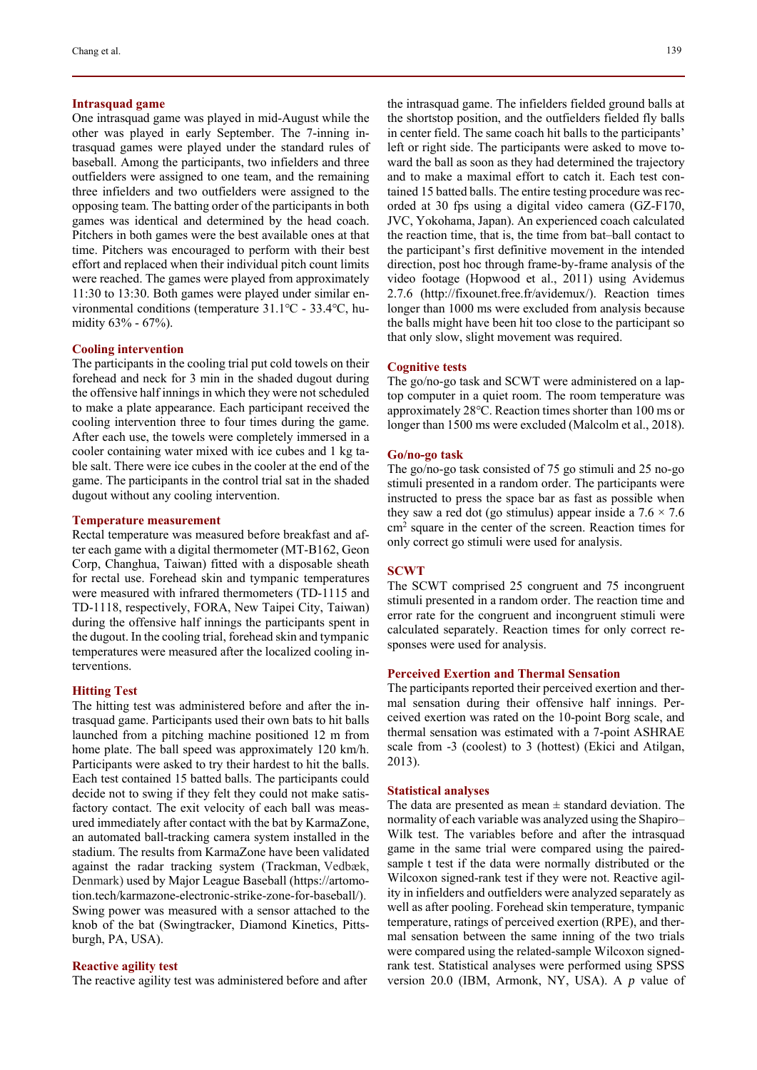## Intrasquad game

One intrasquad game was played in mid-August while the other was played in early September. The 7-inning intrasquad games were played under the standard rules of baseball. Among the participants, two infielders and three outfielders were assigned to one team, and the remaining three infielders and two outfielders were assigned to the opposing team. The batting order of the participants in both games was identical and determined by the head coach. Pitchers in both games were the best available ones at that time. Pitchers was encouraged to perform with their best effort and replaced when their individual pitch count limits were reached. The games were played from approximately 11:30 to 13:30. Both games were played under similar environmental conditions (temperature 31.1℃ - 33.4℃, humidity 63% - 67%).

## Cooling intervention

The participants in the cooling trial put cold towels on their forehead and neck for 3 min in the shaded dugout during the offensive half innings in which they were not scheduled to make a plate appearance. Each participant received the cooling intervention three to four times during the game. After each use, the towels were completely immersed in a cooler containing water mixed with ice cubes and 1 kg table salt. There were ice cubes in the cooler at the end of the game. The participants in the control trial sat in the shaded dugout without any cooling intervention.

## Temperature measurement

Rectal temperature was measured before breakfast and after each game with a digital thermometer (MT-B162, Geon Corp, Changhua, Taiwan) fitted with a disposable sheath for rectal use. Forehead skin and tympanic temperatures were measured with infrared thermometers (TD-1115 and TD-1118, respectively, FORA, New Taipei City, Taiwan) during the offensive half innings the participants spent in the dugout. In the cooling trial, forehead skin and tympanic temperatures were measured after the localized cooling interventions.

## Hitting Test

The hitting test was administered before and after the intrasquad game. Participants used their own bats to hit balls launched from a pitching machine positioned 12 m from home plate. The ball speed was approximately 120 km/h. Participants were asked to try their hardest to hit the balls. Each test contained 15 batted balls. The participants could decide not to swing if they felt they could not make satisfactory contact. The exit velocity of each ball was measured immediately after contact with the bat by KarmaZone, an automated ball-tracking camera system installed in the stadium. The results from KarmaZone have been validated against the radar tracking system (Trackman, Vedbæk, Denmark) used by Major League Baseball (https://artomotion.tech/karmazone-electronic-strike-zone-for-baseball/). Swing power was measured with a sensor attached to the knob of the bat (Swingtracker, Diamond Kinetics, Pittsburgh, PA, USA).

## Reactive agility test

The reactive agility test was administered before and after the intrasquad game. The infielders fielded ground balls at the shortstop position, and the outfielders fielded fly balls in center field. The same coach hit balls to the participants' left or right side. The participants were asked to move toward the ball as soon as they had determined the trajectory and to make a maximal effort to catch it. Each test contained 15 batted balls. The entire testing procedure was recorded at 30 fps using a digital video camera (GZ-F170, JVC, Yokohama, Japan). An experienced coach calculated the reaction time, that is, the time from bat–ball contact to the participant's first definitive movement in the intended direction, post hoc through frame-by-frame analysis of the video footage (Hopwood et al., 2011) using Avidemus 2.7.6 (http://fixounet.free.fr/avidemux/). Reaction times longer than 1000 ms were excluded from analysis because the balls might have been hit too close to the participant so that only slow, slight movement was required.

## Cognitive tests

The go/no-go task and SCWT were administered on a laptop computer in a quiet room. The room temperature was approximately 28℃. Reaction times shorter than 100 ms or longer than 1500 ms were excluded (Malcolm et al., 2018).

## Go/no-go task

The go/no-go task consisted of 75 go stimuli and 25 no-go stimuli presented in a random order. The participants were instructed to press the space bar as fast as possible when they saw a red dot (go stimulus) appear inside a $7.6 \times 7.6$ $cm^2$ square in the center of the screen. Reaction times for only correct go stimuli were used for analysis.

## SCWT

The SCWT comprised 25 congruent and 75 incongruent stimuli presented in a random order. The reaction time and error rate for the congruent and incongruent stimuli were calculated separately. Reaction times for only correct responses were used for analysis.

## Perceived Exertion and Thermal Sensation

The participants reported their perceived exertion and thermal sensation during their offensive half innings. Perceived exertion was rated on the 10-point Borg scale, and thermal sensation was estimated with a 7-point ASHRAE scale from -3 (coolest) to 3 (hottest) (Ekici and Atilgan, 2013).

## Statistical analyses

The data are presented as mean ± standard deviation. The normality of each variable was analyzed using the Shapiro–Wilk test. The variables before and after the intrasquad game in the same trial were compared using the paired-sample t test if the data were normally distributed or the Wilcoxon signed-rank test if they were not. Reactive agility in infielders and outfielders were analyzed separately as well as after pooling. Forehead skin temperature, tympanic temperature, ratings of perceived exertion (RPE), and thermal sensation between the same inning of the two trials were compared using the related-sample Wilcoxon signed-rank test. Statistical analyses were performed using SPSS version 20.0 (IBM, Armonk, NY, USA). A *p* value of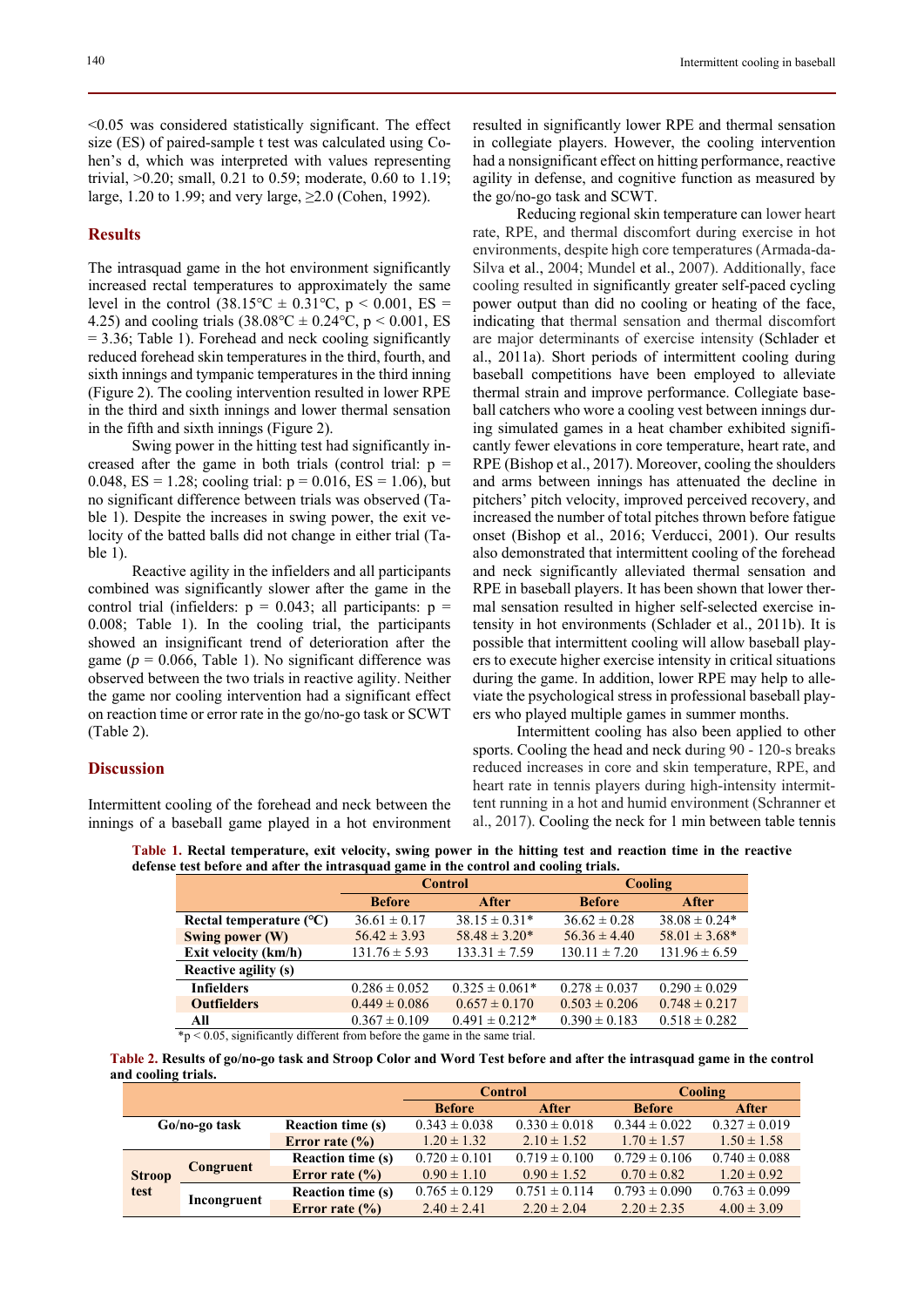<0.05 was considered statistically significant. The effect size (ES) of paired-sample t test was calculated using Cohen's d, which was interpreted with values representing trivial, >0.20; small, 0.21 to 0.59; moderate, 0.60 to 1.19; large, 1.20 to 1.99; and very large, ≥2.0 (Cohen, 1992).

## Results

The intrasquad game in the hot environment significantly increased rectal temperatures to approximately the same level in the control (38.15°C ± 0.31°C, $p < 0.001$, ES = 4.25) and cooling trials (38.08°C ± 0.24°C, $p < 0.001$, ES = 3.36; Table 1). Forehead and neck cooling significantly reduced forehead skin temperatures in the third, fourth, and sixth innings and tympanic temperatures in the third inning (Figure 2). The cooling intervention resulted in lower RPE in the third and sixth innings and lower thermal sensation in the fifth and sixth innings (Figure 2).

Swing power in the hitting test had significantly increased after the game in both trials (control trial: $p = 0.048$, ES = 1.28; cooling trial: $p = 0.016$, ES = 1.06), but no significant difference between trials was observed (Table 1). Despite the increases in swing power, the exit velocity of the batted balls did not change in either trial (Table 1).

Reactive agility in the infielders and all participants combined was significantly slower after the game in the control trial (infielders: $p = 0.043$; all participants: $p = 0.008$; Table 1). In the cooling trial, the participants showed an insignificant trend of deterioration after the game ($p = 0.066$, Table 1). No significant difference was observed between the two trials in reactive agility. Neither the game nor cooling intervention had a significant effect on reaction time or error rate in the go/no-go task or SCWT (Table 2).

## Discussion

Intermittent cooling of the forehead and neck between the innings of a baseball game played in a hot environment resulted in significantly lower RPE and thermal sensation in collegiate players. However, the cooling intervention had a nonsignificant effect on hitting performance, reactive agility in defense, and cognitive function as measured by the go/no-go task and SCWT.

Reducing regional skin temperature can lower heart rate, RPE, and thermal discomfort during exercise in hot environments, despite high core temperatures (Armada-da-Silva et al., 2004; Mundel et al., 2007). Additionally, face cooling resulted in significantly greater self-paced cycling power output than did no cooling or heating of the face, indicating that thermal sensation and thermal discomfort are major determinants of exercise intensity (Schlader et al., 2011a). Short periods of intermittent cooling during baseball competitions have been employed to alleviate thermal strain and improve performance. Collegiate baseball catchers who wore a cooling vest between innings during simulated games in a heat chamber exhibited significantly fewer elevations in core temperature, heart rate, and RPE (Bishop et al., 2017). Moreover, cooling the shoulders and arms between innings has attenuated the decline in pitchers' pitch velocity, improved perceived recovery, and increased the number of total pitches thrown before fatigue onset (Bishop et al., 2016; Verducci, 2001). Our results also demonstrated that intermittent cooling of the forehead and neck significantly alleviated thermal sensation and RPE in baseball players. It has been shown that lower thermal sensation resulted in higher self-selected exercise intensity in hot environments (Schlader et al., 2011b). It is possible that intermittent cooling will allow baseball players to execute higher exercise intensity in critical situations during the game. In addition, lower RPE may help to alleviate the psychological stress in professional baseball players who played multiple games in summer months.

Intermittent cooling has also been applied to other sports. Cooling the head and neck during 90 - 120-s breaks reduced increases in core and skin temperature, RPE, and heart rate in tennis players during high-intensity intermittent running in a hot and humid environment (Schranner et al., 2017). Cooling the neck for 1 min between table tennis

**Table 1.** Rectal temperature, exit velocity, swing power in the hitting test and reaction time in the reactive defense test before and after the intrasquad game in the control and cooling trials.

| | Control | | Cooling | |
|---|---|---|---|---|
| | Before | After | Before | After |
| **Rectal temperature (°C)** | 36.61 ± 0.17 | 38.15 ± 0.31* | 36.62 ± 0.28 | 38.08 ± 0.24* |
| **Swing power (W)** | 56.42 ± 3.93 | 58.48 ± 3.20* | 56.36 ± 4.40 | 58.01 ± 3.68* |
| **Exit velocity (km/h)** | 131.76 ± 5.93 | 133.31 ± 7.59 | 130.11 ± 7.20 | 131.96 ± 6.59 |
| **Reactive agility (s)** | | | | |
| **Infielders** | 0.286 ± 0.052 | 0.325 ± 0.061* | 0.278 ± 0.037 | 0.290 ± 0.029 |
| **Outfielders** | 0.449 ± 0.086 | 0.657 ± 0.170 | 0.503 ± 0.206 | 0.748 ± 0.217 |
| **All** | 0.367 ± 0.109 | 0.491 ± 0.212* | 0.390 ± 0.183 | 0.518 ± 0.282 |

*$p < 0.05$, significantly different from before the game in the same trial.

**Table 2.** Results of go/no-go task and Stroop Color and Word Test before and after the intrasquad game in the control and cooling trials.

| | | | Control | | Cooling | |
|---|---|---|---|---|---|---|
| | | | Before | After | Before | After |
| **Go/no-go task** | | **Reaction time (s)** | 0.343 ± 0.038 | 0.330 ± 0.018 | 0.344 ± 0.022 | 0.327 ± 0.019 |
| | | **Error rate (%)** | 1.20 ± 1.32 | 2.10 ± 1.52 | 1.70 ± 1.57 | 1.50 ± 1.58 |
| **Stroop test** | **Congruent** | **Reaction time (s)** | 0.720 ± 0.101 | 0.719 ± 0.100 | 0.729 ± 0.106 | 0.740 ± 0.088 |
| | | **Error rate (%)** | 0.90 ± 1.10 | 0.90 ± 1.52 | 0.70 ± 0.82 | 1.20 ± 0.92 |
| | **Incongruent** | **Reaction time (s)** | 0.765 ± 0.129 | 0.751 ± 0.114 | 0.793 ± 0.090 | 0.763 ± 0.099 |
| | | **Error rate (%)** | 2.40 ± 2.41 | 2.20 ± 2.04 | 2.20 ± 2.35 | 4.00 ± 3.09 |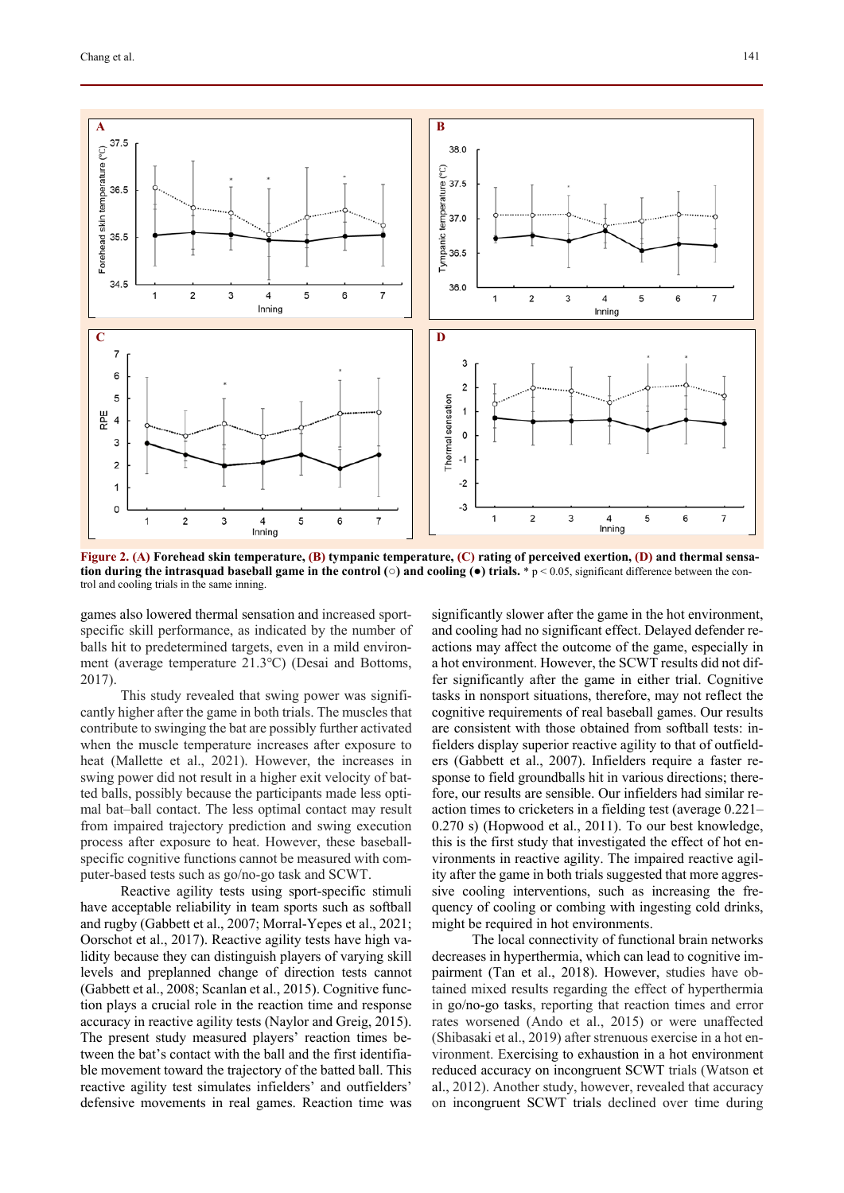A

37.5
36.5
35.5
34.5
Forehead skin temperature (°C)
1 2 3 4 5 6 7
Inning

B

38.0
37.5
37.0
36.5
36.0
Tympanic temperature (°C)
1 2 3 4 5 6 7
Inning

C

7
6
5
4
3
2
1
0
RPE
1 2 3 4 5 6 7
Inning

D

3
2
1
0
-1
-2
-3
Thermal sensation
1 2 3 4 5 6 7
Inning

**Figure 2. (A) Forehead skin temperature, (B) tympanic temperature, (C) rating of perceived exertion, (D) and thermal sensation during the intrasquad baseball game in the control (○) and cooling (●) trials.** * $p < 0.05$, significant difference between the control and cooling trials in the same inning.

games also lowered thermal sensation and increased sport-specific skill performance, as indicated by the number of balls hit to predetermined targets, even in a mild environment (average temperature 21.3°C) (Desai and Bottoms, 2017).

This study revealed that swing power was significantly higher after the game in both trials. The muscles that contribute to swinging the bat are possibly further activated when the muscle temperature increases after exposure to heat (Mallette et al., 2021). However, the increases in swing power did not result in a higher exit velocity of batted balls, possibly because the participants made less optimal bat–ball contact. The less optimal contact may result from impaired trajectory prediction and swing execution process after exposure to heat. However, these baseball-specific cognitive functions cannot be measured with computer-based tests such as go/no-go task and SCWT.

Reactive agility tests using sport-specific stimuli have acceptable reliability in team sports such as softball and rugby (Gabbett et al., 2007; Morral-Yepes et al., 2021; Oorschot et al., 2017). Reactive agility tests have high validity because they can distinguish players of varying skill levels and preplanned change of direction tests cannot (Gabbett et al., 2008; Scanlan et al., 2015). Cognitive function plays a crucial role in the reaction time and response accuracy in reactive agility tests (Naylor and Greig, 2015). The present study measured players' reaction times between the bat's contact with the ball and the first identifiable movement toward the trajectory of the batted ball. This reactive agility test simulates infielders' and outfielders' defensive movements in real games. Reaction time was significantly slower after the game in the hot environment, and cooling had no significant effect. Delayed defender reactions may affect the outcome of the game, especially in a hot environment. However, the SCWT results did not differ significantly after the game in either trial. Cognitive tasks in nonsport situations, therefore, may not reflect the cognitive requirements of real baseball games. Our results are consistent with those obtained from softball tests: infielders display superior reactive agility to that of outfielders (Gabbett et al., 2007). Infielders require a faster response to field groundballs hit in various directions; therefore, our results are sensible. Our infielders had similar reaction times to cricketers in a fielding test (average 0.221–0.270 s) (Hopwood et al., 2011). To our best knowledge, this is the first study that investigated the effect of hot environments in reactive agility. The impaired reactive agility after the game in both trials suggested that more aggressive cooling interventions, such as increasing the frequency of cooling or combing with ingesting cold drinks, might be required in hot environments.

The local connectivity of functional brain networks decreases in hyperthermia, which can lead to cognitive impairment (Tan et al., 2018). However, studies have obtained mixed results regarding the effect of hyperthermia in go/no-go tasks, reporting that reaction times and error rates worsened (Ando et al., 2015) or were unaffected (Shibasaki et al., 2019) after strenuous exercise in a hot environment. Exercising to exhaustion in a hot environment reduced accuracy on incongruent SCWT trials (Watson et al., 2012). Another study, however, revealed that accuracy on incongruent SCWT trials declined over time during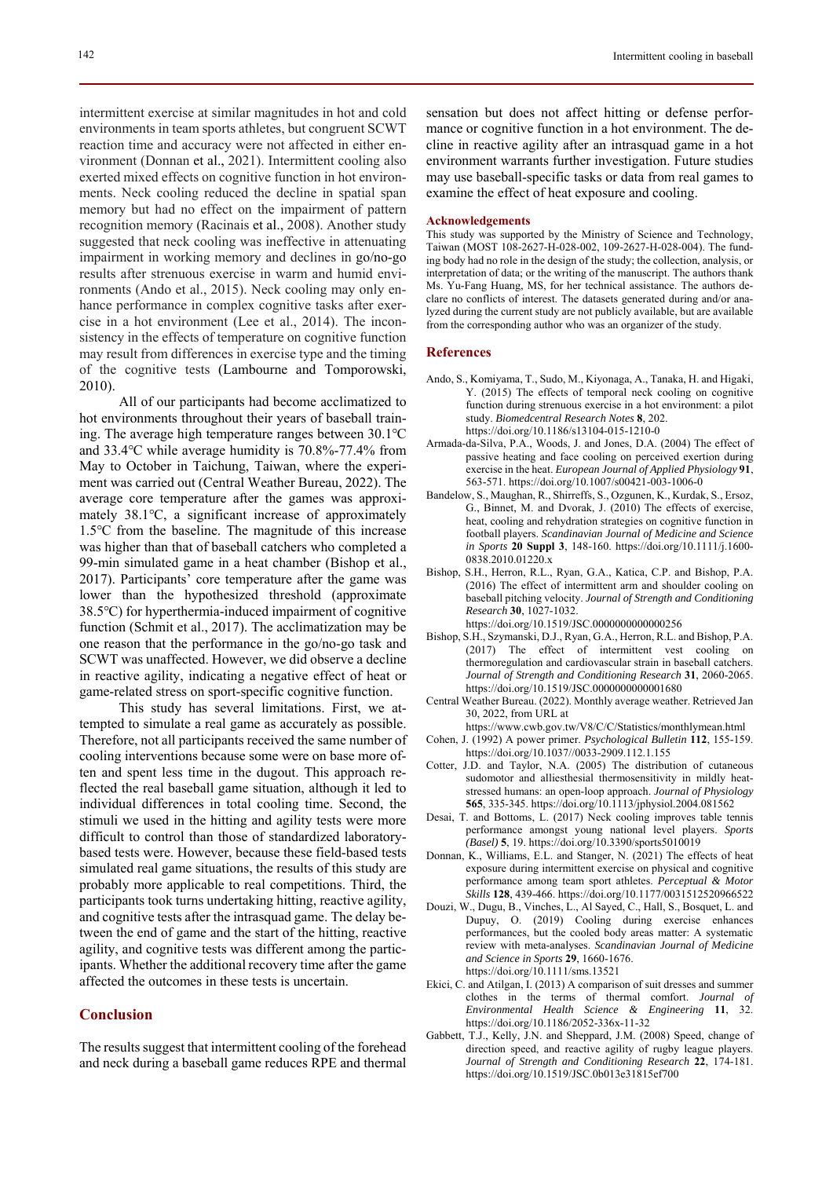intermittent exercise at similar magnitudes in hot and cold environments in team sports athletes, but congruent SCWT reaction time and accuracy were not affected in either environment (Donnan et al., 2021). Intermittent cooling also exerted mixed effects on cognitive function in hot environments. Neck cooling reduced the decline in spatial span memory but had no effect on the impairment of pattern recognition memory (Racinais et al., 2008). Another study suggested that neck cooling was ineffective in attenuating impairment in working memory and declines in go/no-go results after strenuous exercise in warm and humid environments (Ando et al., 2015). Neck cooling may only enhance performance in complex cognitive tasks after exercise in a hot environment (Lee et al., 2014). The inconsistency in the effects of temperature on cognitive function may result from differences in exercise type and the timing of the cognitive tests (Lambourne and Tomporowski, 2010).

All of our participants had become acclimatized to hot environments throughout their years of baseball training. The average high temperature ranges between 30.1℃ and 33.4℃ while average humidity is 70.8%-77.4% from May to October in Taichung, Taiwan, where the experiment was carried out (Central Weather Bureau, 2022). The average core temperature after the games was approximately 38.1℃, a significant increase of approximately 1.5℃ from the baseline. The magnitude of this increase was higher than that of baseball catchers who completed a 99-min simulated game in a heat chamber (Bishop et al., 2017). Participants' core temperature after the game was lower than the hypothesized threshold (approximate 38.5℃) for hyperthermia-induced impairment of cognitive function (Schmit et al., 2017). The acclimatization may be one reason that the performance in the go/no-go task and SCWT was unaffected. However, we did observe a decline in reactive agility, indicating a negative effect of heat or game-related stress on sport-specific cognitive function.

This study has several limitations. First, we attempted to simulate a real game as accurately as possible. Therefore, not all participants received the same number of cooling interventions because some were on base more often and spent less time in the dugout. This approach reflected the real baseball game situation, although it led to individual differences in total cooling time. Second, the stimuli we used in the hitting and agility tests were more difficult to control than those of standardized laboratory-based tests were. However, because these field-based tests simulated real game situations, the results of this study are probably more applicable to real competitions. Third, the participants took turns undertaking hitting, reactive agility, and cognitive tests after the intrasquad game. The delay between the end of game and the start of the hitting, reactive agility, and cognitive tests was different among the participants. Whether the additional recovery time after the game affected the outcomes in these tests is uncertain.

## Conclusion

The results suggest that intermittent cooling of the forehead and neck during a baseball game reduces RPE and thermal sensation but does not affect hitting or defense performance or cognitive function in a hot environment. The decline in reactive agility after an intrasquad game in a hot environment warrants further investigation. Future studies may use baseball-specific tasks or data from real games to examine the effect of heat exposure and cooling.

### Acknowledgements

This study was supported by the Ministry of Science and Technology, Taiwan (MOST 108-2627-H-028-002, 109-2627-H-028-004). The funding body had no role in the design of the study; the collection, analysis, or interpretation of data; or the writing of the manuscript. The authors thank Ms. Yu-Fang Huang, MS, for her technical assistance. The authors declare no conflicts of interest. The datasets generated during and/or analyzed during the current study are not publicly available, but are available from the corresponding author who was an organizer of the study.

## References

Ando, S., Komiyama, T., Sudo, M., Kiyonaga, A., Tanaka, H. and Higaki, Y. (2015) The effects of temporal neck cooling on cognitive function during strenuous exercise in a hot environment: a pilot study. *Biomedcentral Research Notes* **8**, 202. https://doi.org/10.1186/s13104-015-1210-0

Armada-da-Silva, P.A., Woods, J. and Jones, D.A. (2004) The effect of passive heating and face cooling on perceived exertion during exercise in the heat. *European Journal of Applied Physiology* **91**, 563-571. https://doi.org/10.1007/s00421-003-1006-0

Bandelow, S., Maughan, R., Shirreffs, S., Ozgunen, K., Kurdak, S., Ersoz, G., Binnet, M. and Dvorak, J. (2010) The effects of exercise, heat, cooling and rehydration strategies on cognitive function in football players. *Scandinavian Journal of Medicine and Science in Sports* **20 Suppl 3**, 148-160. https://doi.org/10.1111/j.1600-0838.2010.01220.x

Bishop, S.H., Herron, R.L., Ryan, G.A., Katica, C.P. and Bishop, P.A. (2016) The effect of intermittent arm and shoulder cooling on baseball pitching velocity. *Journal of Strength and Conditioning Research* **30**, 1027-1032. https://doi.org/10.1519/JSC.0000000000000256

Bishop, S.H., Szymanski, D.J., Ryan, G.A., Herron, R.L. and Bishop, P.A. (2017) The effect of intermittent vest cooling on thermoregulation and cardiovascular strain in baseball catchers. *Journal of Strength and Conditioning Research* **31**, 2060-2065. https://doi.org/10.1519/JSC.0000000000001680

Central Weather Bureau. (2022). Monthly average weather. Retrieved Jan 30, 2022, from URL at https://www.cwb.gov.tw/V8/C/C/Statistics/monthlymean.html

Cohen, J. (1992) A power primer. *Psychological Bulletin* **112**, 155-159. https://doi.org/10.1037//0033-2909.112.1.155

Cotter, J.D. and Taylor, N.A. (2005) The distribution of cutaneous sudomotor and alliesthesial thermosensitivity in mildly heat-stressed humans: an open-loop approach. *Journal of Physiology* **565**, 335-345. https://doi.org/10.1113/jphysiol.2004.081562

Desai, T. and Bottoms, L. (2017) Neck cooling improves table tennis performance amongst young national level players. *Sports (Basel)* **5**, 19. https://doi.org/10.3390/sports5010019

Donnan, K., Williams, E.L. and Stanger, N. (2021) The effects of heat exposure during intermittent exercise on physical and cognitive performance among team sport athletes. *Perceptual & Motor Skills* **128**, 439-466. https://doi.org/10.1177/0031512520966522

Douzi, W., Dugu, B., Vinches, L., Al Sayed, C., Hall, S., Bosquet, L. and Dupuy, O. (2019) Cooling during exercise enhances performances, but the cooled body areas matter: A systematic review with meta-analyses. *Scandinavian Journal of Medicine and Science in Sports* **29**, 1660-1676. https://doi.org/10.1111/sms.13521

Ekici, C. and Atilgan, I. (2013) A comparison of suit dresses and summer clothes in the terms of thermal comfort. *Journal of Environmental Health Science & Engineering* **11**, 32. https://doi.org/10.1186/2052-336x-11-32

Gabbett, T.J., Kelly, J.N. and Sheppard, J.M. (2008) Speed, change of direction speed, and reactive agility of rugby league players. *Journal of Strength and Conditioning Research* **22**, 174-181. https://doi.org/10.1519/JSC.0b013e31815ef700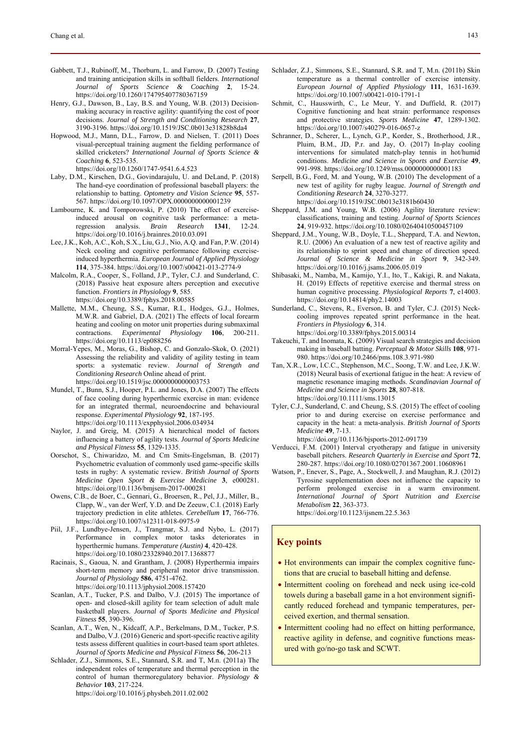Gabbett, T.J., Rubinoff, M., Thorburn, L. and Farrow, D. (2007) Testing and training anticipation skills in softball fielders. *International Journal of Sports Science & Coaching* **2**, 15-24. https://doi.org/10.1260/174795407780367159

Henry, G.J., Dawson, B., Lay, B.S. and Young, W.B. (2013) Decision-making accuracy in reactive agility: quantifying the cost of poor decisions. *Journal of Strength and Conditioning Research* **27**, 3190-3196. https://doi.org/10.1519/JSC.0b013e31828b8da4

Hopwood, M.J., Mann, D.L., Farrow, D. and Nielsen, T. (2011) Does visual-perceptual training augment the fielding performance of skilled cricketers? *International Journal of Sports Science & Coaching* **6**, 523-535. https://doi.org/10.1260/1747-9541.6.4.523

Laby, D.M., Kirschen, D.G., Govindarajulu, U. and DeLand, P. (2018) The hand-eye coordination of professional baseball players: the relationship to batting. *Optometry and Vision Science* **95**, 557-567. https://doi.org/10.1097/OPX.0000000000001239

Lambourne, K. and Tomporowski, P. (2010) The effect of exercise-induced arousal on cognitive task performance: a meta-regression analysis. *Brain Research* **1341**, 12-24. https://doi.org/10.1016/j.brainres.2010.03.091

Lee, J.K., Koh, A.C., Koh, S.X., Liu, G.J., Nio, A.Q. and Fan, P.W. (2014) Neck cooling and cognitive performance following exercise-induced hyperthermia. *European Journal of Applied Physiology* **114**, 375-384. https://doi.org/10.1007/s00421-013-2774-9

Malcolm, R.A., Cooper, S., Folland, J.P., Tyler, C.J. and Sunderland, C. (2018) Passive heat exposure alters perception and executive function. *Frontiers in Physiology* **9**, 585. https://doi.org/10.3389/fphys.2018.00585

Mallette, M.M., Cheung, S.S., Kumar, R.I., Hodges, G.J., Holmes, M.W.R. and Gabriel, D.A. (2021) The effects of local forearm heating and cooling on motor unit properties during submaximal contractions. *Experimental Physiology* **106**, 200-211. https://doi.org/10.1113/ep088256

Morral-Yepes, M., Moras, G., Bishop, C. and Gonzalo-Skok, O. (2021) Assessing the reliability and validity of agility testing in team sports: a systematic review. *Journal of Strength and Conditioning Research* Online ahead of print. https://doi.org/10.1519/jsc.0000000000003753

Mundel, T., Bunn, S.J., Hooper, P.L. and Jones, D.A. (2007) The effects of face cooling during hyperthermic exercise in man: evidence for an integrated thermal, neuroendocrine and behavioural response. *Experimental Physiology* **92**, 187-195. https://doi.org/10.1113/expphysiol.2006.034934

Naylor, J. and Greig, M. (2015) A hierarchical model of factors influencing a battery of agility tests. *Journal of Sports Medicine and Physical Fitness* **55**, 1329-1335.

Oorschot, S., Chiwaridzo, M. and Cm Smits-Engelsman, B. (2017) Psychometric evaluation of commonly used game-specific skills tests in rugby: A systematic review. *British Journal of Sports Medicine Open Sport & Exercise Medicine* **3**, e000281. https://doi.org/10.1136/bmjsem-2017-000281

Owens, C.B., de Boer, C., Gennari, G., Broersen, R., Pel, J.J., Miller, B., Clapp, W., van der Werf, Y.D. and De Zeeuw, C.I. (2018) Early trajectory prediction in elite athletes. *Cerebellum* **17**, 766-776. https://doi.org/10.1007/s12311-018-0975-9

Piil, J.F., Lundbye-Jensen, J., Trangmar, S.J. and Nybo, L. (2017) Performance in complex motor tasks deteriorates in hyperthermic humans. *Temperature (Austin)* **4**, 420-428. https://doi.org/10.1080/23328940.2017.1368877

Racinais, S., Gaoua, N. and Grantham, J. (2008) Hyperthermia impairs short-term memory and peripheral motor drive transmission. *Journal of Physiology* **586**, 4751-4762. https://doi.org/10.1113/jphysiol.2008.157420

Scanlan, A.T., Tucker, P.S. and Dalbo, V.J. (2015) The importance of open- and closed-skill agility for team selection of adult male basketball players. *Journal of Sports Medicine and Physical Fitness* **55**, 390-396.

Scanlan, A.T., Wen, N., Kidcaff, A.P., Berkelmans, D.M., Tucker, P.S. and Dalbo, V.J. (2016) Generic and sport-specific reactive agility tests assess different qualities in court-based team sport athletes. *Journal of Sports Medicine and Physical Fitness* **56**, 206-213

Schlader, Z.J., Simmons, S.E., Stannard, S.R. and T, M.n. (2011a) The independent roles of temperature and thermal perception in the control of human thermoregulatory behavior. *Physiology & Behavior* **103**, 217-224. https://doi.org/10.1016/j.physbeh.2011.02.002

Schlader, Z.J., Simmons, S.E., Stannard, S.R. and T, M.n. (2011b) Skin temperature as a thermal controller of exercise intensity. *European Journal of Applied Physiology* **111**, 1631-1639. https://doi.org/10.1007/s00421-010-1791-1

Schmit, C., Hausswirth, C., Le Meur, Y. and Duffield, R. (2017) Cognitive functioning and heat strain: performance responses and protective strategies. *Sports Medicine* **47**, 1289-1302. https://doi.org/10.1007/s40279-016-0657-z

Schranner, D., Scherer, L., Lynch, G.P., Korder, S., Brotherhood, J.R., Pluim, B.M., JD, P.r. and Jay, O. (2017) In-play cooling interventions for simulated match-play tennis in hot/humid conditions. *Medicine and Science in Sports and Exercise* **49**, 991-998. https://doi.org/10.1249/mss.0000000000001183

Serpell, B.G., Ford, M. and Young, W.B. (2010) The development of a new test of agility for rugby league. *Journal of Strength and Conditioning Research* **24**, 3270-3277. https://doi.org/10.1519/JSC.0b013e3181b60430

Sheppard, J.M. and Young, W.B. (2006) Agility literature review: classifications, training and testing. *Journal of Sports Sciences* **24**, 919-932. https://doi.org/10.1080/02640410500457109

Sheppard, J.M., Young, W.B., Doyle, T.L., Sheppard, T.A. and Newton, R.U. (2006) An evaluation of a new test of reactive agility and its relationship to sprint speed and change of direction speed. *Journal of Science & Medicine in Sport* **9**, 342-349. https://doi.org/10.1016/j.jsams.2006.05.019

Shibasaki, M., Namba, M., Kamijo, Y.I., Ito, T., Kakigi, R. and Nakata, H. (2019) Effects of repetitive exercise and thermal stress on human cognitive processing. *Physiological Reports* **7**, e14003. https://doi.org/10.14814/phy2.14003

Sunderland, C., Stevens, R., Everson, B. and Tyler, C.J. (2015) Neck-cooling improves repeated sprint performance in the heat. *Frontiers in Physiology* **6**, 314. https://doi.org/10.3389/fphys.2015.00314

Takeuchi, T. and Inomata, K. (2009) Visual search strategies and decision making in baseball batting. *Perceptual & Motor Skills* **108**, 971-980. https://doi.org/10.2466/pms.108.3.971-980

Tan, X.R., Low, I.C.C., Stephenson, M.C., Soong, T.W. and Lee, J.K.W. (2018) Neural basis of exertional fatigue in the heat: A review of magnetic resonance imaging methods. *Scandinavian Journal of Medicine and Science in Sports* **28**, 807-818. https://doi.org/10.1111/sms.13015

Tyler, C.J., Sunderland, C. and Cheung, S.S. (2015) The effect of cooling prior to and during exercise on exercise performance and capacity in the heat: a meta-analysis. *British Journal of Sports Medicine* **49**, 7-13. https://doi.org/10.1136/bjsports-2012-091739

Verducci, F.M. (2001) Interval cryotherapy and fatigue in university baseball pitchers. *Research Quarterly in Exercise and Sport* **72**, 280-287. https://doi.org/10.1080/02701367.2001.10608961

Watson, P., Enever, S., Page, A., Stockwell, J. and Maughan, R.J. (2012) Tyrosine supplementation does not influence the capacity to perform prolonged exercise in a warm environment. *International Journal of Sport Nutrition and Exercise Metabolism* **22**, 363-373. https://doi.org/10.1123/ijsnem.22.5.363

## Key points

- Hot environments can impair the complex cognitive functions that are crucial to baseball hitting and defense.
- Intermittent cooling on forehead and neck using ice-cold towels during a baseball game in a hot environment significantly reduced forehead and tympanic temperatures, perceived exertion, and thermal sensation.
- Intermittent cooling had no effect on hitting performance, reactive agility in defense, and cognitive functions measured with go/no-go task and SCWT.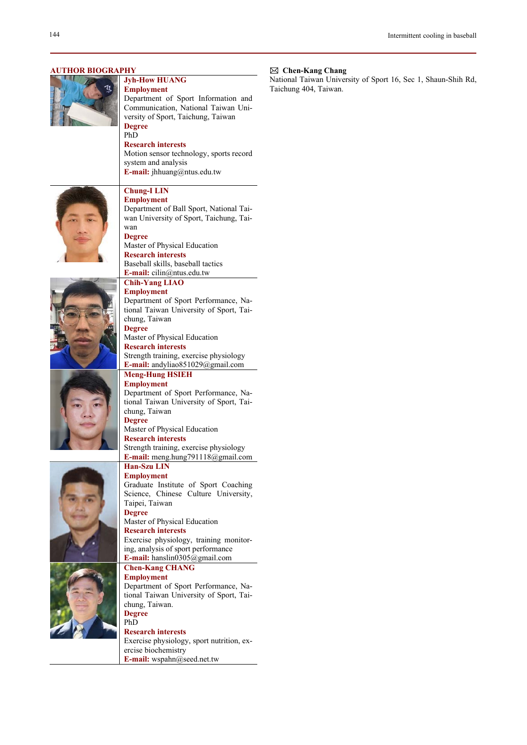## AUTHOR BIOGRAPHY

**Jyh-How HUANG**

**Employment**
Department of Sport Information and Communication, National Taiwan University of Sport, Taichung, Taiwan

**Degree**
PhD

**Research interests**
Motion sensor technology, sports record system and analysis

**E-mail:** jhhuang@ntus.edu.tw

**Chung-I LIN**

**Employment**
Department of Ball Sport, National Taiwan University of Sport, Taichung, Taiwan

**Degree**
Master of Physical Education

**Research interests**
Baseball skills, baseball tactics

**E-mail:** cilin@ntus.edu.tw

**Chih-Yang LIAO**

**Employment**
Department of Sport Performance, National Taiwan University of Sport, Taichung, Taiwan

**Degree**
Master of Physical Education

**Research interests**
Strength training, exercise physiology

**E-mail:** andyliao851029@gmail.com

**Meng-Hung HSIEH**

**Employment**
Department of Sport Performance, National Taiwan University of Sport, Taichung, Taiwan

**Degree**
Master of Physical Education

**Research interests**
Strength training, exercise physiology

**E-mail:** meng.hung791118@gmail.com

**Han-Szu LIN**

**Employment**
Graduate Institute of Sport Coaching Science, Chinese Culture University, Taipei, Taiwan

**Degree**
Master of Physical Education

**Research interests**
Exercise physiology, training monitoring, analysis of sport performance

**E-mail:** hanslin0305@gmail.com

**Chen-Kang CHANG**

**Employment**
Department of Sport Performance, National Taiwan University of Sport, Taichung, Taiwan.

**Degree**
PhD

**Research interests**
Exercise physiology, sport nutrition, exercise biochemistry

**E-mail:** wspahn@seed.net.tw

✉ **Chen-Kang Chang**
National Taiwan University of Sport 16, Sec 1, Shaun-Shih Rd, Taichung 404, Taiwan.